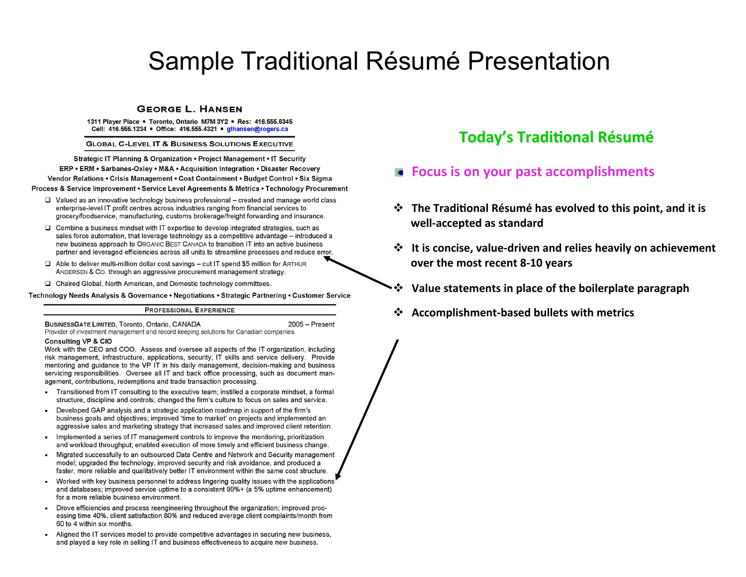# Sample Traditional Résumé Presentation

## George L. Hansen

1311 Player Place ▪ Toronto, Ontario M7M 3Y2 ▪ Res: 416.555.6345
Cell: 416.555.1234 ▪ Office: 416.555.4321 ▪ glhansen@rogers.ca

### Global C-Level IT & Business Solutions Executive

Strategic IT Planning & Organization • Project Management • IT Security
ERP • ERM • Sarbanes-Oxley • M&A • Acquisition Integration • Disaster Recovery
Vendor Relations • Crisis Management • Cost Containment • Budget Control • Six Sigma
Process & Service Improvement • Service Level Agreements & Metrics • Technology Procurement

- Valued as an innovative technology business professional – created and manage world class enterprise-level IT profit centres across industries ranging from financial services to grocery/foodservice, manufacturing, customs brokerage/freight forwarding and insurance.
- Combine a business mindset with IT expertise to develop integrated strategies, such as sales force automation, that leverage technology as a competitive advantage – introduced a new business approach to Organic Best Canada to transition IT into an active business partner and leveraged efficiencies across all units to streamline processes and reduce error.
- Able to deliver multi-million dollar cost savings – cut IT spend $5 million for Arthur Andersen & Co. through an aggressive procurement management strategy.
- Chaired Global, North American, and Domestic technology committees.

Technology Needs Analysis & Governance • Negotiations • Strategic Partnering • Customer Service

### Professional Experience

**BusinessGate Limited**, Toronto, Ontario, CANADA 2005 – Present
Provider of investment management and record keeping solutions for Canadian companies.

**Consulting VP & CIO**
Work with the CEO and COO. Assess and oversee all aspects of the IT organization, including risk management, infrastructure, applications, security, IT skills and service delivery. Provide mentoring and guidance to the VP IT in his daily management, decision-making and business servicing responsibilities. Oversee all IT and back office processing, such as document management, contributions, redemptions and trade transaction processing.

- Transitioned from IT consulting to the executive team; instilled a corporate mindset, a formal structure, discipline and controls; changed the firm's culture to focus on sales and service.
- Developed GAP analysis and a strategic application roadmap in support of the firm's business goals and objectives; improved 'time to market' on projects and implemented an aggressive sales and marketing strategy that increased sales and improved client retention.
- Implemented a series of IT management controls to improve the monitoring, prioritization and workload throughput; enabled execution of more timely and efficient business change.
- Migrated successfully to an outsourced Data Centre and Network and Security management model; upgraded the technology, improved security and risk avoidance, and produced a faster, more reliable and qualitatively better IT environment within the same cost structure.
- Worked with key business personnel to address lingering quality issues with the applications and databases; improved service uptime to a consistent 99%+ (a 5% uptime enhancement) for a more reliable business environment.
- Drove efficiencies and process reengineering throughout the organization; improved processing time 40%, client satisfaction 80% and reduced average client complaints/month from 60 to 4 within six months.
- Aligned the IT services model to provide competitive advantages in securing new business, and played a key role in selling IT and business effectiveness to acquire new business.

## Today's Traditional Résumé

- **Focus is on your past accomplishments**

- **The Traditional Résumé has evolved to this point, and it is well-accepted as standard**
- **It is concise, value-driven and relies heavily on achievement over the most recent 8-10 years**
- **Value statements in place of the boilerplate paragraph**
- **Accomplishment-based bullets with metrics**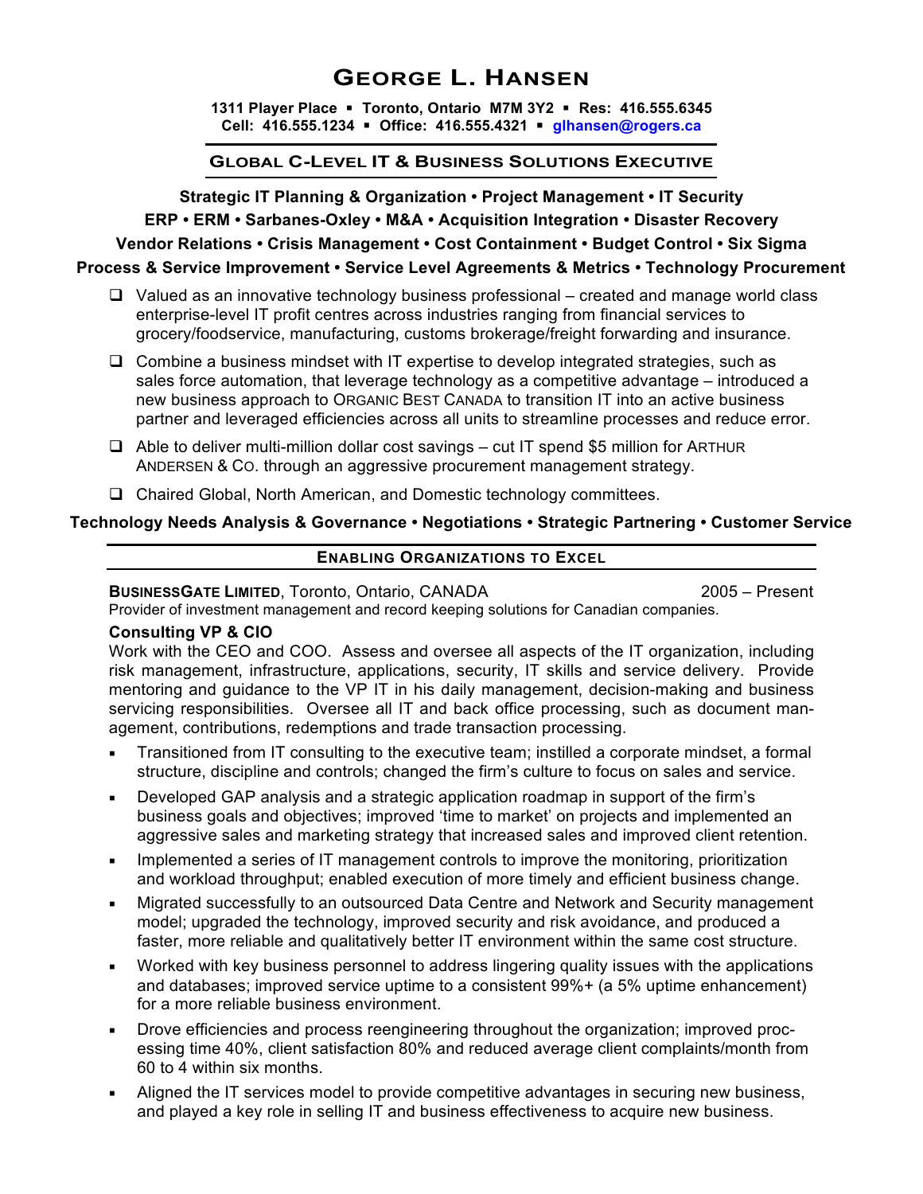# GEORGE L. HANSEN

**1311 Player Place ▪ Toronto, Ontario M7M 3Y2 ▪ Res: 416.555.6345**
**Cell: 416.555.1234 ▪ Office: 416.555.4321 ▪ glhansen@rogers.ca**

## GLOBAL C-LEVEL IT & BUSINESS SOLUTIONS EXECUTIVE

**Strategic IT Planning & Organization • Project Management • IT Security**
**ERP • ERM • Sarbanes-Oxley • M&A • Acquisition Integration • Disaster Recovery**
**Vendor Relations • Crisis Management • Cost Containment • Budget Control • Six Sigma**
**Process & Service Improvement • Service Level Agreements & Metrics • Technology Procurement**

- Valued as an innovative technology business professional – created and manage world class enterprise-level IT profit centres across industries ranging from financial services to grocery/foodservice, manufacturing, customs brokerage/freight forwarding and insurance.
- Combine a business mindset with IT expertise to develop integrated strategies, such as sales force automation, that leverage technology as a competitive advantage – introduced a new business approach to ORGANIC BEST CANADA to transition IT into an active business partner and leveraged efficiencies across all units to streamline processes and reduce error.
- Able to deliver multi-million dollar cost savings – cut IT spend $5 million for ARTHUR ANDERSEN & CO. through an aggressive procurement management strategy.
- Chaired Global, North American, and Domestic technology committees.

**Technology Needs Analysis & Governance • Negotiations • Strategic Partnering • Customer Service**

## ENABLING ORGANIZATIONS TO EXCEL

**BUSINESSGATE LIMITED**, Toronto, Ontario, CANADA — 2005 – Present
Provider of investment management and record keeping solutions for Canadian companies.

### Consulting VP & CIO

Work with the CEO and COO. Assess and oversee all aspects of the IT organization, including risk management, infrastructure, applications, security, IT skills and service delivery. Provide mentoring and guidance to the VP IT in his daily management, decision-making and business servicing responsibilities. Oversee all IT and back office processing, such as document management, contributions, redemptions and trade transaction processing.

- Transitioned from IT consulting to the executive team; instilled a corporate mindset, a formal structure, discipline and controls; changed the firm's culture to focus on sales and service.
- Developed GAP analysis and a strategic application roadmap in support of the firm's business goals and objectives; improved 'time to market' on projects and implemented an aggressive sales and marketing strategy that increased sales and improved client retention.
- Implemented a series of IT management controls to improve the monitoring, prioritization and workload throughput; enabled execution of more timely and efficient business change.
- Migrated successfully to an outsourced Data Centre and Network and Security management model; upgraded the technology, improved security and risk avoidance, and produced a faster, more reliable and qualitatively better IT environment within the same cost structure.
- Worked with key business personnel to address lingering quality issues with the applications and databases; improved service uptime to a consistent 99%+ (a 5% uptime enhancement) for a more reliable business environment.
- Drove efficiencies and process reengineering throughout the organization; improved processing time 40%, client satisfaction 80% and reduced average client complaints/month from 60 to 4 within six months.
- Aligned the IT services model to provide competitive advantages in securing new business, and played a key role in selling IT and business effectiveness to acquire new business.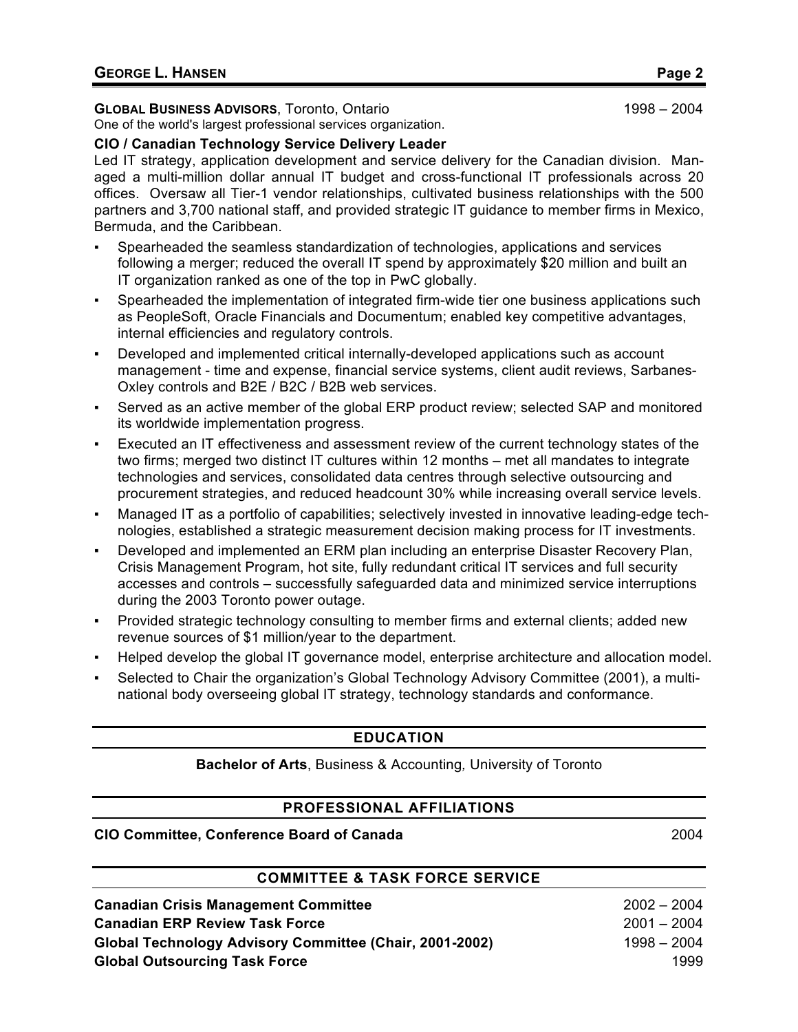**GLOBAL BUSINESS ADVISORS**, Toronto, Ontario 1998 – 2004
One of the world's largest professional services organization.

**CIO / Canadian Technology Service Delivery Leader**

Led IT strategy, application development and service delivery for the Canadian division. Managed a multi-million dollar annual IT budget and cross-functional IT professionals across 20 offices. Oversaw all Tier-1 vendor relationships, cultivated business relationships with the 500 partners and 3,700 national staff, and provided strategic IT guidance to member firms in Mexico, Bermuda, and the Caribbean.

- Spearheaded the seamless standardization of technologies, applications and services following a merger; reduced the overall IT spend by approximately $20 million and built an IT organization ranked as one of the top in PwC globally.
- Spearheaded the implementation of integrated firm-wide tier one business applications such as PeopleSoft, Oracle Financials and Documentum; enabled key competitive advantages, internal efficiencies and regulatory controls.
- Developed and implemented critical internally-developed applications such as account management - time and expense, financial service systems, client audit reviews, Sarbanes-Oxley controls and B2E / B2C / B2B web services.
- Served as an active member of the global ERP product review; selected SAP and monitored its worldwide implementation progress.
- Executed an IT effectiveness and assessment review of the current technology states of the two firms; merged two distinct IT cultures within 12 months – met all mandates to integrate technologies and services, consolidated data centres through selective outsourcing and procurement strategies, and reduced headcount 30% while increasing overall service levels.
- Managed IT as a portfolio of capabilities; selectively invested in innovative leading-edge technologies, established a strategic measurement decision making process for IT investments.
- Developed and implemented an ERM plan including an enterprise Disaster Recovery Plan, Crisis Management Program, hot site, fully redundant critical IT services and full security accesses and controls – successfully safeguarded data and minimized service interruptions during the 2003 Toronto power outage.
- Provided strategic technology consulting to member firms and external clients; added new revenue sources of $1 million/year to the department.
- Helped develop the global IT governance model, enterprise architecture and allocation model.
- Selected to Chair the organization's Global Technology Advisory Committee (2001), a multi-national body overseeing global IT strategy, technology standards and conformance.

## EDUCATION

**Bachelor of Arts**, Business & Accounting, University of Toronto

## PROFESSIONAL AFFILIATIONS

**CIO Committee, Conference Board of Canada** 2004

## COMMITTEE & TASK FORCE SERVICE

**Canadian Crisis Management Committee** 2002 – 2004
**Canadian ERP Review Task Force** 2001 – 2004
**Global Technology Advisory Committee (Chair, 2001-2002)** 1998 – 2004
**Global Outsourcing Task Force** 1999